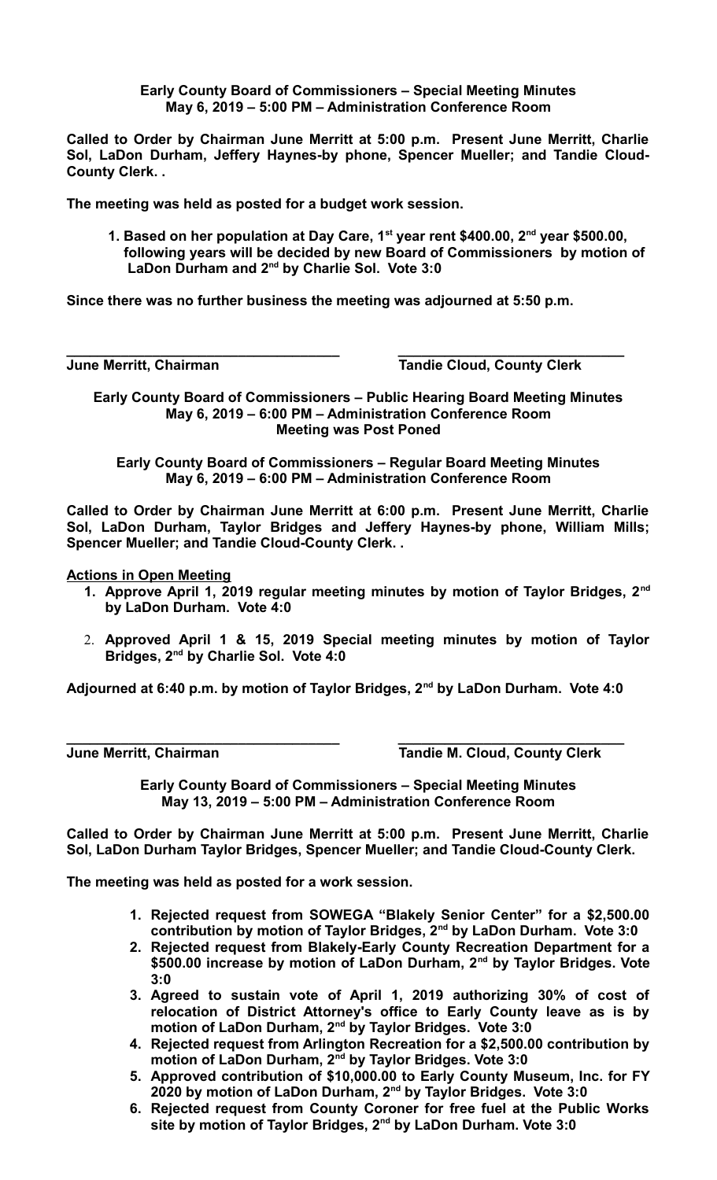**Early County Board of Commissioners – Special Meeting Minutes**
**May 6, 2019 – 5:00 PM – Administration Conference Room**

**Called to Order by Chairman June Merritt at 5:00 p.m. Present June Merritt, Charlie Sol, LaDon Durham, Jeffery Haynes-by phone, Spencer Mueller; and Tandie Cloud-County Clerk. .**

**The meeting was held as posted for a budget work session.**

1. **Based on her population at Day Care, 1st year rent $400.00, 2nd year $500.00, following years will be decided by new Board of Commissioners by motion of LaDon Durham and 2nd by Charlie Sol. Vote 3:0**

**Since there was no further business the meeting was adjourned at 5:50 p.m.**

| ________________________________ | ________________________________ |
|---|---|
| **June Merritt, Chairman** | **Tandie Cloud, County Clerk** |

**Early County Board of Commissioners – Public Hearing Board Meeting Minutes**
**May 6, 2019 – 6:00 PM – Administration Conference Room**
**Meeting was Post Poned**

**Early County Board of Commissioners – Regular Board Meeting Minutes**
**May 6, 2019 – 6:00 PM – Administration Conference Room**

**Called to Order by Chairman June Merritt at 6:00 p.m. Present June Merritt, Charlie Sol, LaDon Durham, Taylor Bridges and Jeffery Haynes-by phone, William Mills; Spencer Mueller; and Tandie Cloud-County Clerk. .**

**Actions in Open Meeting**

1. **Approve April 1, 2019 regular meeting minutes by motion of Taylor Bridges, 2nd by LaDon Durham. Vote 4:0**
2. **Approved April 1 & 15, 2019 Special meeting minutes by motion of Taylor Bridges, 2nd by Charlie Sol. Vote 4:0**

**Adjourned at 6:40 p.m. by motion of Taylor Bridges, 2nd by LaDon Durham. Vote 4:0**

| ________________________________ | ________________________________ |
|---|---|
| **June Merritt, Chairman** | **Tandie M. Cloud, County Clerk** |

**Early County Board of Commissioners – Special Meeting Minutes**
**May 13, 2019 – 5:00 PM – Administration Conference Room**

**Called to Order by Chairman June Merritt at 5:00 p.m. Present June Merritt, Charlie Sol, LaDon Durham Taylor Bridges, Spencer Mueller; and Tandie Cloud-County Clerk.**

**The meeting was held as posted for a work session.**

1. **Rejected request from SOWEGA "Blakely Senior Center" for a $2,500.00 contribution by motion of Taylor Bridges, 2nd by LaDon Durham. Vote 3:0**
2. **Rejected request from Blakely-Early County Recreation Department for a $500.00 increase by motion of LaDon Durham, 2nd by Taylor Bridges. Vote 3:0**
3. **Agreed to sustain vote of April 1, 2019 authorizing 30% of cost of relocation of District Attorney's office to Early County leave as is by motion of LaDon Durham, 2nd by Taylor Bridges. Vote 3:0**
4. **Rejected request from Arlington Recreation for a $2,500.00 contribution by motion of LaDon Durham, 2nd by Taylor Bridges. Vote 3:0**
5. **Approved contribution of $10,000.00 to Early County Museum, Inc. for FY 2020 by motion of LaDon Durham, 2nd by Taylor Bridges. Vote 3:0**
6. **Rejected request from County Coroner for free fuel at the Public Works site by motion of Taylor Bridges, 2nd by LaDon Durham. Vote 3:0**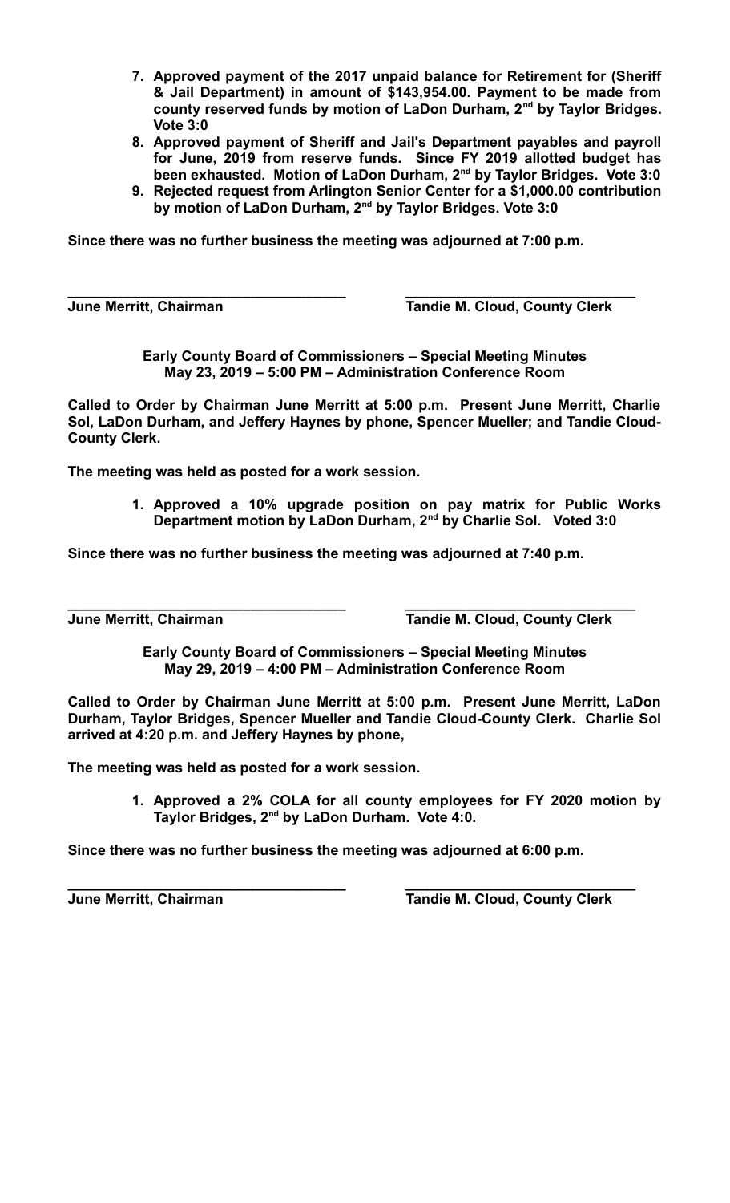7. **Approved payment of the 2017 unpaid balance for Retirement for (Sheriff & Jail Department) in amount of $143,954.00. Payment to be made from county reserved funds by motion of LaDon Durham, 2nd by Taylor Bridges. Vote 3:0**
8. **Approved payment of Sheriff and Jail's Department payables and payroll for June, 2019 from reserve funds. Since FY 2019 allotted budget has been exhausted. Motion of LaDon Durham, 2nd by Taylor Bridges. Vote 3:0**
9. **Rejected request from Arlington Senior Center for a $1,000.00 contribution by motion of LaDon Durham, 2nd by Taylor Bridges. Vote 3:0**

**Since there was no further business the meeting was adjourned at 7:00 p.m.**

**\_\_\_\_\_\_\_\_\_\_\_\_\_\_\_\_\_\_\_\_\_\_\_\_\_\_\_\_\_\_\_\_\_\_\_ \_\_\_\_\_\_\_\_\_\_\_\_\_\_\_\_\_\_\_\_\_\_\_\_\_\_\_\_\_\_**

**June Merritt, Chairman Tandie M. Cloud, County Clerk**

**Early County Board of Commissioners – Special Meeting Minutes**
**May 23, 2019 – 5:00 PM – Administration Conference Room**

**Called to Order by Chairman June Merritt at 5:00 p.m. Present June Merritt, Charlie Sol, LaDon Durham, and Jeffery Haynes by phone, Spencer Mueller; and Tandie Cloud-County Clerk.**

**The meeting was held as posted for a work session.**

1. **Approved a 10% upgrade position on pay matrix for Public Works Department motion by LaDon Durham, 2nd by Charlie Sol. Voted 3:0**

**Since there was no further business the meeting was adjourned at 7:40 p.m.**

**\_\_\_\_\_\_\_\_\_\_\_\_\_\_\_\_\_\_\_\_\_\_\_\_\_\_\_\_\_\_\_\_\_\_\_ \_\_\_\_\_\_\_\_\_\_\_\_\_\_\_\_\_\_\_\_\_\_\_\_\_\_\_\_\_\_**

**June Merritt, Chairman Tandie M. Cloud, County Clerk**

**Early County Board of Commissioners – Special Meeting Minutes**
**May 29, 2019 – 4:00 PM – Administration Conference Room**

**Called to Order by Chairman June Merritt at 5:00 p.m. Present June Merritt, LaDon Durham, Taylor Bridges, Spencer Mueller and Tandie Cloud-County Clerk. Charlie Sol arrived at 4:20 p.m. and Jeffery Haynes by phone,**

**The meeting was held as posted for a work session.**

1. **Approved a 2% COLA for all county employees for FY 2020 motion by Taylor Bridges, 2nd by LaDon Durham. Vote 4:0.**

**Since there was no further business the meeting was adjourned at 6:00 p.m.**

**\_\_\_\_\_\_\_\_\_\_\_\_\_\_\_\_\_\_\_\_\_\_\_\_\_\_\_\_\_\_\_\_\_\_\_ \_\_\_\_\_\_\_\_\_\_\_\_\_\_\_\_\_\_\_\_\_\_\_\_\_\_\_\_\_\_**

**June Merritt, Chairman Tandie M. Cloud, County Clerk**